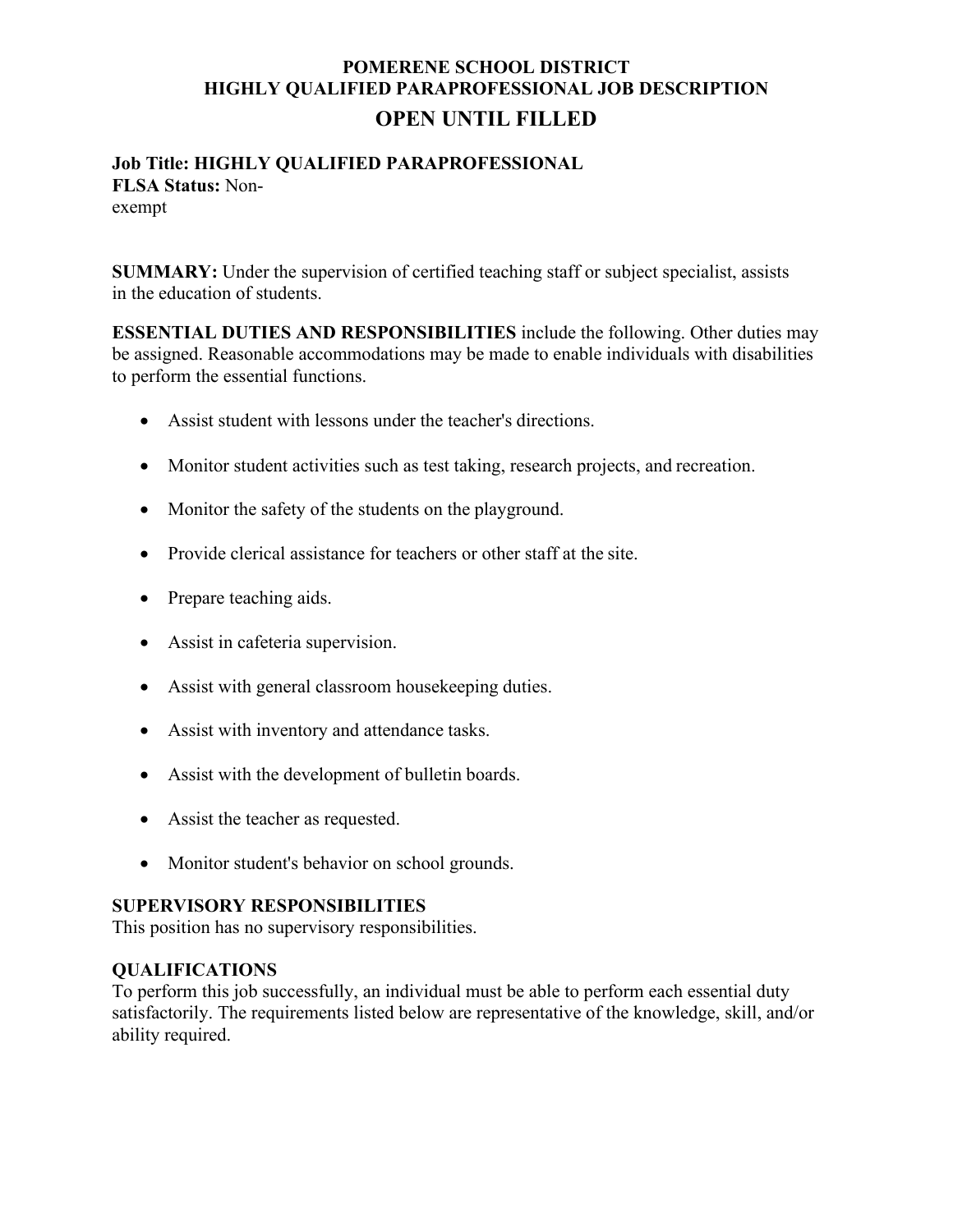# POMERENE SCHOOL DISTRICT
# HIGHLY QUALIFIED PARAPROFESSIONAL JOB DESCRIPTION

## OPEN UNTIL FILLED

**Job Title: HIGHLY QUALIFIED PARAPROFESSIONAL**
**FLSA Status:** Non-exempt

**SUMMARY:** Under the supervision of certified teaching staff or subject specialist, assists in the education of students.

**ESSENTIAL DUTIES AND RESPONSIBILITIES** include the following. Other duties may be assigned. Reasonable accommodations may be made to enable individuals with disabilities to perform the essential functions.

- Assist student with lessons under the teacher's directions.
- Monitor student activities such as test taking, research projects, and recreation.
- Monitor the safety of the students on the playground.
- Provide clerical assistance for teachers or other staff at the site.
- Prepare teaching aids.
- Assist in cafeteria supervision.
- Assist with general classroom housekeeping duties.
- Assist with inventory and attendance tasks.
- Assist with the development of bulletin boards.
- Assist the teacher as requested.
- Monitor student's behavior on school grounds.

### SUPERVISORY RESPONSIBILITIES

This position has no supervisory responsibilities.

### QUALIFICATIONS

To perform this job successfully, an individual must be able to perform each essential duty satisfactorily. The requirements listed below are representative of the knowledge, skill, and/or ability required.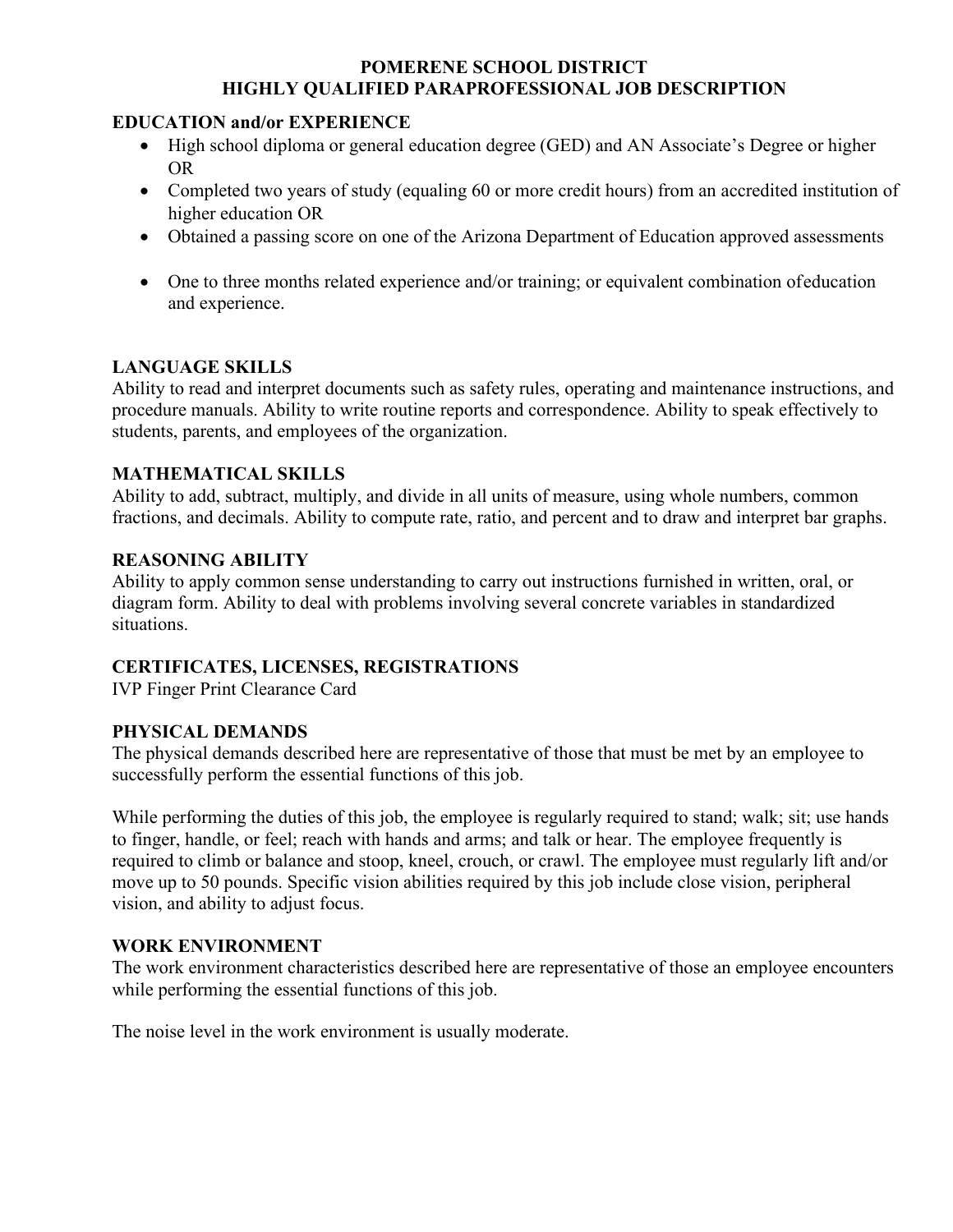**POMERENE SCHOOL DISTRICT**
**HIGHLY QUALIFIED PARAPROFESSIONAL JOB DESCRIPTION**

## EDUCATION and/or EXPERIENCE

- High school diploma or general education degree (GED) and AN Associate's Degree or higher OR
- Completed two years of study (equaling 60 or more credit hours) from an accredited institution of higher education OR
- Obtained a passing score on one of the Arizona Department of Education approved assessments
- One to three months related experience and/or training; or equivalent combination ofeducation and experience.

## LANGUAGE SKILLS

Ability to read and interpret documents such as safety rules, operating and maintenance instructions, and procedure manuals. Ability to write routine reports and correspondence. Ability to speak effectively to students, parents, and employees of the organization.

## MATHEMATICAL SKILLS

Ability to add, subtract, multiply, and divide in all units of measure, using whole numbers, common fractions, and decimals. Ability to compute rate, ratio, and percent and to draw and interpret bar graphs.

## REASONING ABILITY

Ability to apply common sense understanding to carry out instructions furnished in written, oral, or diagram form. Ability to deal with problems involving several concrete variables in standardized situations.

## CERTIFICATES, LICENSES, REGISTRATIONS

IVP Finger Print Clearance Card

## PHYSICAL DEMANDS

The physical demands described here are representative of those that must be met by an employee to successfully perform the essential functions of this job.

While performing the duties of this job, the employee is regularly required to stand; walk; sit; use hands to finger, handle, or feel; reach with hands and arms; and talk or hear. The employee frequently is required to climb or balance and stoop, kneel, crouch, or crawl. The employee must regularly lift and/or move up to 50 pounds. Specific vision abilities required by this job include close vision, peripheral vision, and ability to adjust focus.

## WORK ENVIRONMENT

The work environment characteristics described here are representative of those an employee encounters while performing the essential functions of this job.

The noise level in the work environment is usually moderate.